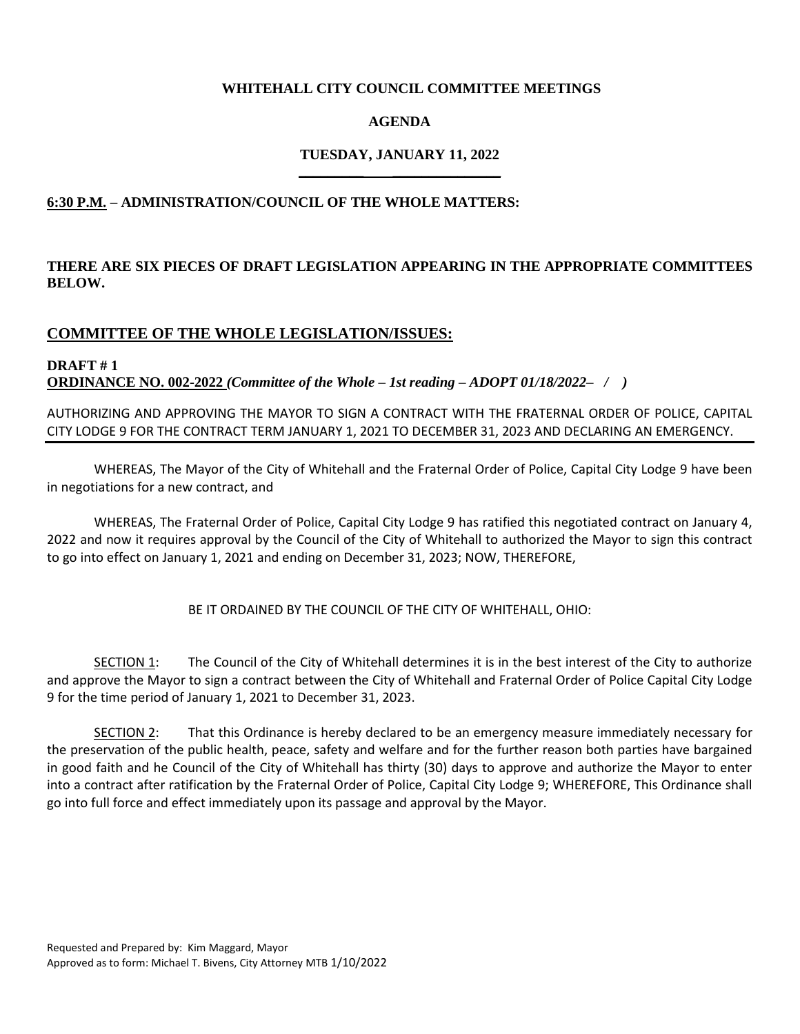**WHITEHALL CITY COUNCIL COMMITTEE MEETINGS**

**AGENDA**

**TUESDAY, JANUARY 11, 2022**

**6:30 P.M. – ADMINISTRATION/COUNCIL OF THE WHOLE MATTERS:**

**THERE ARE SIX PIECES OF DRAFT LEGISLATION APPEARING IN THE APPROPRIATE COMMITTEES BELOW.**

## COMMITTEE OF THE WHOLE LEGISLATION/ISSUES:

**DRAFT # 1**
**ORDINANCE NO. 002-2022** ***(Committee of the Whole – 1st reading – ADOPT 01/18/2022– / )***

AUTHORIZING AND APPROVING THE MAYOR TO SIGN A CONTRACT WITH THE FRATERNAL ORDER OF POLICE, CAPITAL CITY LODGE 9 FOR THE CONTRACT TERM JANUARY 1, 2021 TO DECEMBER 31, 2023 AND DECLARING AN EMERGENCY.

WHEREAS, The Mayor of the City of Whitehall and the Fraternal Order of Police, Capital City Lodge 9 have been in negotiations for a new contract, and

WHEREAS, The Fraternal Order of Police, Capital City Lodge 9 has ratified this negotiated contract on January 4, 2022 and now it requires approval by the Council of the City of Whitehall to authorized the Mayor to sign this contract to go into effect on January 1, 2021 and ending on December 31, 2023; NOW, THEREFORE,

BE IT ORDAINED BY THE COUNCIL OF THE CITY OF WHITEHALL, OHIO:

SECTION 1: The Council of the City of Whitehall determines it is in the best interest of the City to authorize and approve the Mayor to sign a contract between the City of Whitehall and Fraternal Order of Police Capital City Lodge 9 for the time period of January 1, 2021 to December 31, 2023.

SECTION 2: That this Ordinance is hereby declared to be an emergency measure immediately necessary for the preservation of the public health, peace, safety and welfare and for the further reason both parties have bargained in good faith and he Council of the City of Whitehall has thirty (30) days to approve and authorize the Mayor to enter into a contract after ratification by the Fraternal Order of Police, Capital City Lodge 9; WHEREFORE, This Ordinance shall go into full force and effect immediately upon its passage and approval by the Mayor.

Requested and Prepared by: Kim Maggard, Mayor
Approved as to form: Michael T. Bivens, City Attorney MTB 1/10/2022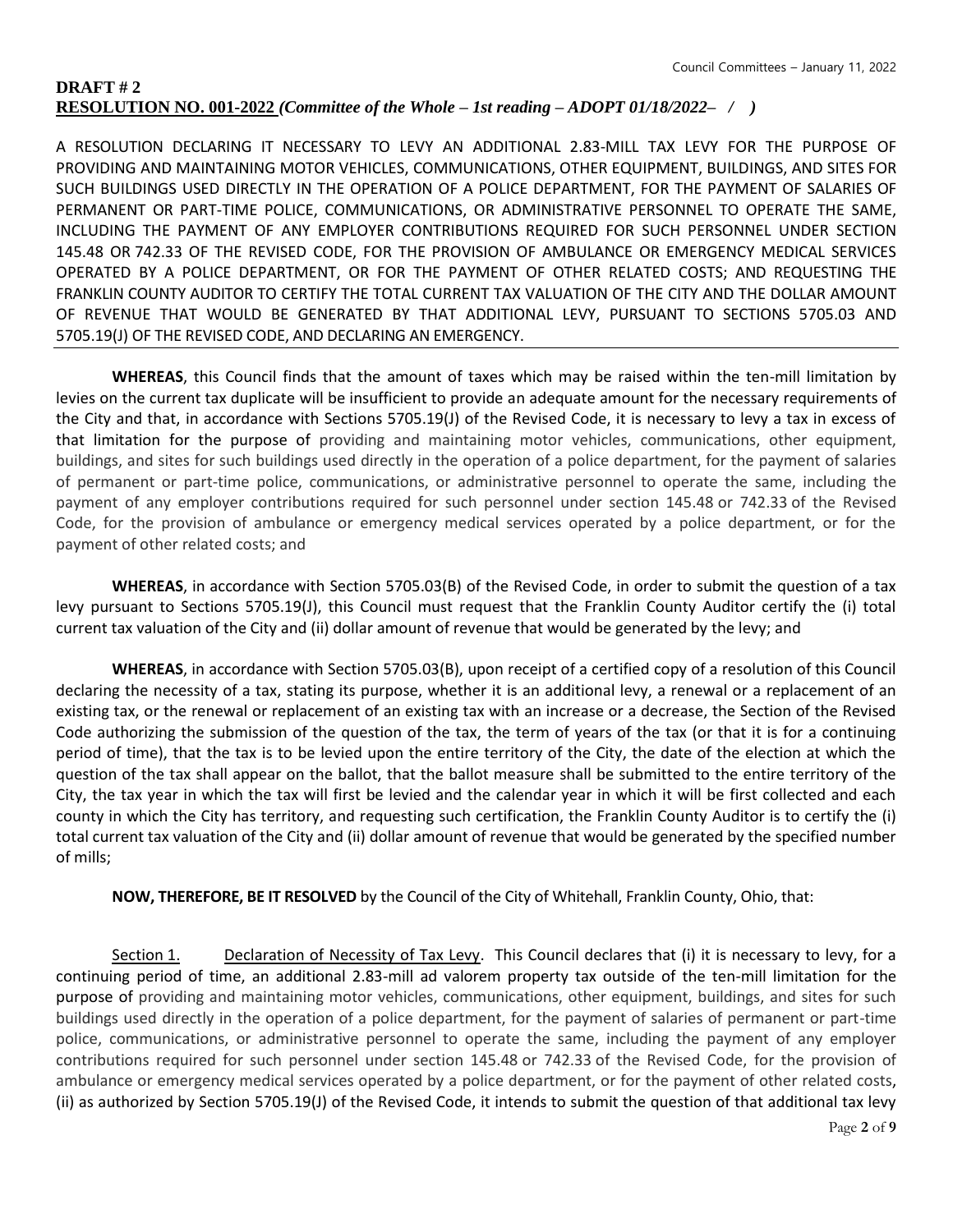**DRAFT # 2**
**RESOLUTION NO. 001-2022** ***(Committee of the Whole – 1st reading – ADOPT 01/18/2022– / )***

A RESOLUTION DECLARING IT NECESSARY TO LEVY AN ADDITIONAL 2.83-MILL TAX LEVY FOR THE PURPOSE OF PROVIDING AND MAINTAINING MOTOR VEHICLES, COMMUNICATIONS, OTHER EQUIPMENT, BUILDINGS, AND SITES FOR SUCH BUILDINGS USED DIRECTLY IN THE OPERATION OF A POLICE DEPARTMENT, FOR THE PAYMENT OF SALARIES OF PERMANENT OR PART-TIME POLICE, COMMUNICATIONS, OR ADMINISTRATIVE PERSONNEL TO OPERATE THE SAME, INCLUDING THE PAYMENT OF ANY EMPLOYER CONTRIBUTIONS REQUIRED FOR SUCH PERSONNEL UNDER SECTION 145.48 OR 742.33 OF THE REVISED CODE, FOR THE PROVISION OF AMBULANCE OR EMERGENCY MEDICAL SERVICES OPERATED BY A POLICE DEPARTMENT, OR FOR THE PAYMENT OF OTHER RELATED COSTS; AND REQUESTING THE FRANKLIN COUNTY AUDITOR TO CERTIFY THE TOTAL CURRENT TAX VALUATION OF THE CITY AND THE DOLLAR AMOUNT OF REVENUE THAT WOULD BE GENERATED BY THAT ADDITIONAL LEVY, PURSUANT TO SECTIONS 5705.03 AND 5705.19(J) OF THE REVISED CODE, AND DECLARING AN EMERGENCY.

**WHEREAS**, this Council finds that the amount of taxes which may be raised within the ten-mill limitation by levies on the current tax duplicate will be insufficient to provide an adequate amount for the necessary requirements of the City and that, in accordance with Sections 5705.19(J) of the Revised Code, it is necessary to levy a tax in excess of that limitation for the purpose of providing and maintaining motor vehicles, communications, other equipment, buildings, and sites for such buildings used directly in the operation of a police department, for the payment of salaries of permanent or part-time police, communications, or administrative personnel to operate the same, including the payment of any employer contributions required for such personnel under section 145.48 or 742.33 of the Revised Code, for the provision of ambulance or emergency medical services operated by a police department, or for the payment of other related costs; and

**WHEREAS**, in accordance with Section 5705.03(B) of the Revised Code, in order to submit the question of a tax levy pursuant to Sections 5705.19(J), this Council must request that the Franklin County Auditor certify the (i) total current tax valuation of the City and (ii) dollar amount of revenue that would be generated by the levy; and

**WHEREAS**, in accordance with Section 5705.03(B), upon receipt of a certified copy of a resolution of this Council declaring the necessity of a tax, stating its purpose, whether it is an additional levy, a renewal or a replacement of an existing tax, or the renewal or replacement of an existing tax with an increase or a decrease, the Section of the Revised Code authorizing the submission of the question of the tax, the term of years of the tax (or that it is for a continuing period of time), that the tax is to be levied upon the entire territory of the City, the date of the election at which the question of the tax shall appear on the ballot, that the ballot measure shall be submitted to the entire territory of the City, the tax year in which the tax will first be levied and the calendar year in which it will be first collected and each county in which the City has territory, and requesting such certification, the Franklin County Auditor is to certify the (i) total current tax valuation of the City and (ii) dollar amount of revenue that would be generated by the specified number of mills;

**NOW, THEREFORE, BE IT RESOLVED** by the Council of the City of Whitehall, Franklin County, Ohio, that:

Section 1. Declaration of Necessity of Tax Levy. This Council declares that (i) it is necessary to levy, for a continuing period of time, an additional 2.83-mill ad valorem property tax outside of the ten-mill limitation for the purpose of providing and maintaining motor vehicles, communications, other equipment, buildings, and sites for such buildings used directly in the operation of a police department, for the payment of salaries of permanent or part-time police, communications, or administrative personnel to operate the same, including the payment of any employer contributions required for such personnel under section 145.48 or 742.33 of the Revised Code, for the provision of ambulance or emergency medical services operated by a police department, or for the payment of other related costs, (ii) as authorized by Section 5705.19(J) of the Revised Code, it intends to submit the question of that additional tax levy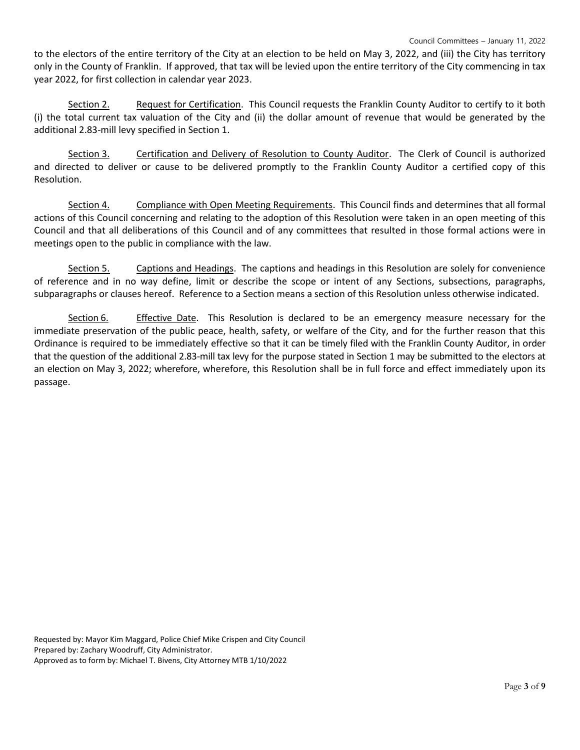to the electors of the entire territory of the City at an election to be held on May 3, 2022, and (iii) the City has territory only in the County of Franklin. If approved, that tax will be levied upon the entire territory of the City commencing in tax year 2022, for first collection in calendar year 2023.

Section 2. Request for Certification. This Council requests the Franklin County Auditor to certify to it both (i) the total current tax valuation of the City and (ii) the dollar amount of revenue that would be generated by the additional 2.83-mill levy specified in Section 1.

Section 3. Certification and Delivery of Resolution to County Auditor. The Clerk of Council is authorized and directed to deliver or cause to be delivered promptly to the Franklin County Auditor a certified copy of this Resolution.

Section 4. Compliance with Open Meeting Requirements. This Council finds and determines that all formal actions of this Council concerning and relating to the adoption of this Resolution were taken in an open meeting of this Council and that all deliberations of this Council and of any committees that resulted in those formal actions were in meetings open to the public in compliance with the law.

Section 5. Captions and Headings. The captions and headings in this Resolution are solely for convenience of reference and in no way define, limit or describe the scope or intent of any Sections, subsections, paragraphs, subparagraphs or clauses hereof. Reference to a Section means a section of this Resolution unless otherwise indicated.

Section 6. Effective Date. This Resolution is declared to be an emergency measure necessary for the immediate preservation of the public peace, health, safety, or welfare of the City, and for the further reason that this Ordinance is required to be immediately effective so that it can be timely filed with the Franklin County Auditor, in order that the question of the additional 2.83-mill tax levy for the purpose stated in Section 1 may be submitted to the electors at an election on May 3, 2022; wherefore, wherefore, this Resolution shall be in full force and effect immediately upon its passage.

Requested by: Mayor Kim Maggard, Police Chief Mike Crispen and City Council
Prepared by: Zachary Woodruff, City Administrator.
Approved as to form by: Michael T. Bivens, City Attorney MTB 1/10/2022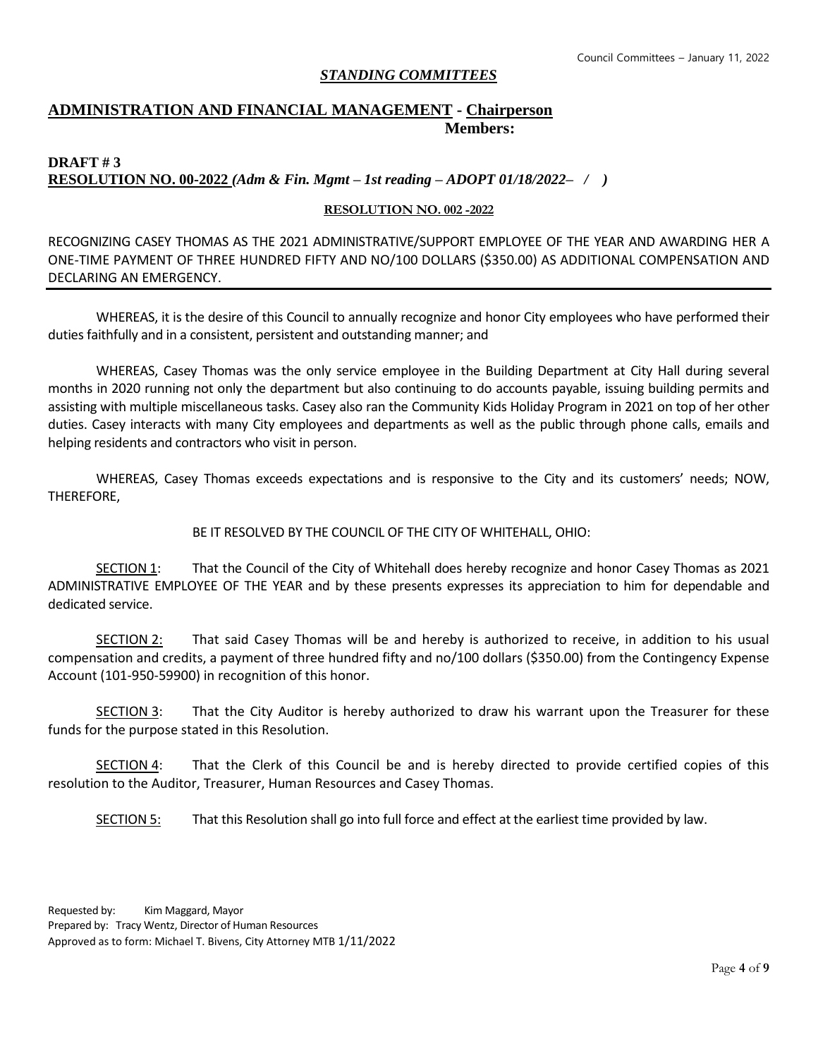## *STANDING COMMITTEES*

## ADMINISTRATION AND FINANCIAL MANAGEMENT - Chairperson

**Members:**

**DRAFT # 3**

**RESOLUTION NO. 00-2022** ***(Adm & Fin. Mgmt – 1st reading – ADOPT 01/18/2022– / )***

**RESOLUTION NO. 002 -2022**

RECOGNIZING CASEY THOMAS AS THE 2021 ADMINISTRATIVE/SUPPORT EMPLOYEE OF THE YEAR AND AWARDING HER A ONE-TIME PAYMENT OF THREE HUNDRED FIFTY AND NO/100 DOLLARS ($350.00) AS ADDITIONAL COMPENSATION AND DECLARING AN EMERGENCY.

---

WHEREAS, it is the desire of this Council to annually recognize and honor City employees who have performed their duties faithfully and in a consistent, persistent and outstanding manner; and

WHEREAS, Casey Thomas was the only service employee in the Building Department at City Hall during several months in 2020 running not only the department but also continuing to do accounts payable, issuing building permits and assisting with multiple miscellaneous tasks. Casey also ran the Community Kids Holiday Program in 2021 on top of her other duties. Casey interacts with many City employees and departments as well as the public through phone calls, emails and helping residents and contractors who visit in person.

WHEREAS, Casey Thomas exceeds expectations and is responsive to the City and its customers' needs; NOW, THEREFORE,

BE IT RESOLVED BY THE COUNCIL OF THE CITY OF WHITEHALL, OHIO:

SECTION 1: That the Council of the City of Whitehall does hereby recognize and honor Casey Thomas as 2021 ADMINISTRATIVE EMPLOYEE OF THE YEAR and by these presents expresses its appreciation to him for dependable and dedicated service.

SECTION 2: That said Casey Thomas will be and hereby is authorized to receive, in addition to his usual compensation and credits, a payment of three hundred fifty and no/100 dollars ($350.00) from the Contingency Expense Account (101-950-59900) in recognition of this honor.

SECTION 3: That the City Auditor is hereby authorized to draw his warrant upon the Treasurer for these funds for the purpose stated in this Resolution.

SECTION 4: That the Clerk of this Council be and is hereby directed to provide certified copies of this resolution to the Auditor, Treasurer, Human Resources and Casey Thomas.

SECTION 5: That this Resolution shall go into full force and effect at the earliest time provided by law.

Requested by: Kim Maggard, Mayor
Prepared by: Tracy Wentz, Director of Human Resources
Approved as to form: Michael T. Bivens, City Attorney MTB 1/11/2022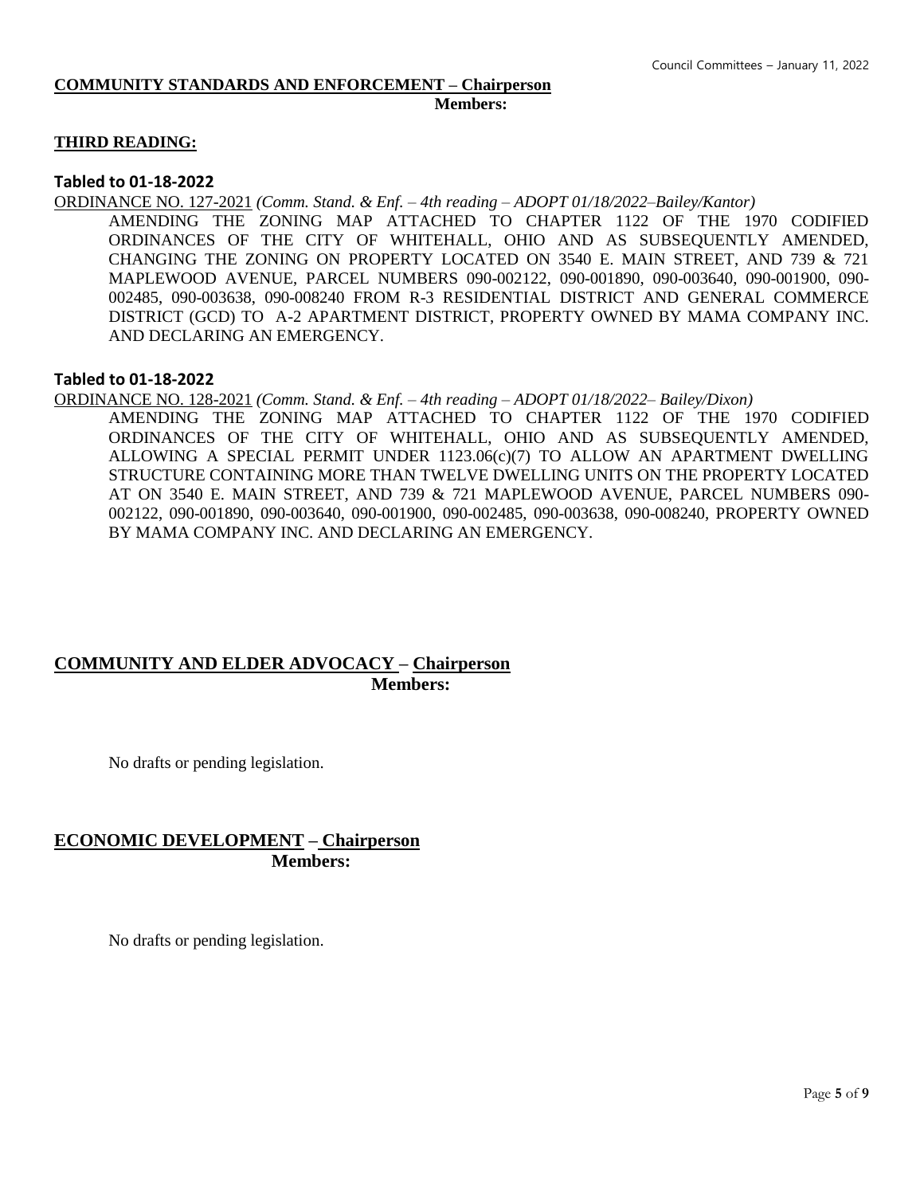## COMMUNITY STANDARDS AND ENFORCEMENT – Chairperson

**Members:**

### THIRD READING:

**Tabled to 01-18-2022**

ORDINANCE NO. 127-2021 *(Comm. Stand. & Enf. – 4th reading – ADOPT 01/18/2022–Bailey/Kantor)*

AMENDING THE ZONING MAP ATTACHED TO CHAPTER 1122 OF THE 1970 CODIFIED ORDINANCES OF THE CITY OF WHITEHALL, OHIO AND AS SUBSEQUENTLY AMENDED, CHANGING THE ZONING ON PROPERTY LOCATED ON 3540 E. MAIN STREET, AND 739 & 721 MAPLEWOOD AVENUE, PARCEL NUMBERS 090-002122, 090-001890, 090-003640, 090-001900, 090-002485, 090-003638, 090-008240 FROM R-3 RESIDENTIAL DISTRICT AND GENERAL COMMERCE DISTRICT (GCD) TO A-2 APARTMENT DISTRICT, PROPERTY OWNED BY MAMA COMPANY INC. AND DECLARING AN EMERGENCY.

**Tabled to 01-18-2022**

ORDINANCE NO. 128-2021 *(Comm. Stand. & Enf. – 4th reading – ADOPT 01/18/2022– Bailey/Dixon)*

AMENDING THE ZONING MAP ATTACHED TO CHAPTER 1122 OF THE 1970 CODIFIED ORDINANCES OF THE CITY OF WHITEHALL, OHIO AND AS SUBSEQUENTLY AMENDED, ALLOWING A SPECIAL PERMIT UNDER 1123.06(c)(7) TO ALLOW AN APARTMENT DWELLING STRUCTURE CONTAINING MORE THAN TWELVE DWELLING UNITS ON THE PROPERTY LOCATED AT ON 3540 E. MAIN STREET, AND 739 & 721 MAPLEWOOD AVENUE, PARCEL NUMBERS 090-002122, 090-001890, 090-003640, 090-001900, 090-002485, 090-003638, 090-008240, PROPERTY OWNED BY MAMA COMPANY INC. AND DECLARING AN EMERGENCY.

## COMMUNITY AND ELDER ADVOCACY – Chairperson

**Members:**

No drafts or pending legislation.

## ECONOMIC DEVELOPMENT – Chairperson

**Members:**

No drafts or pending legislation.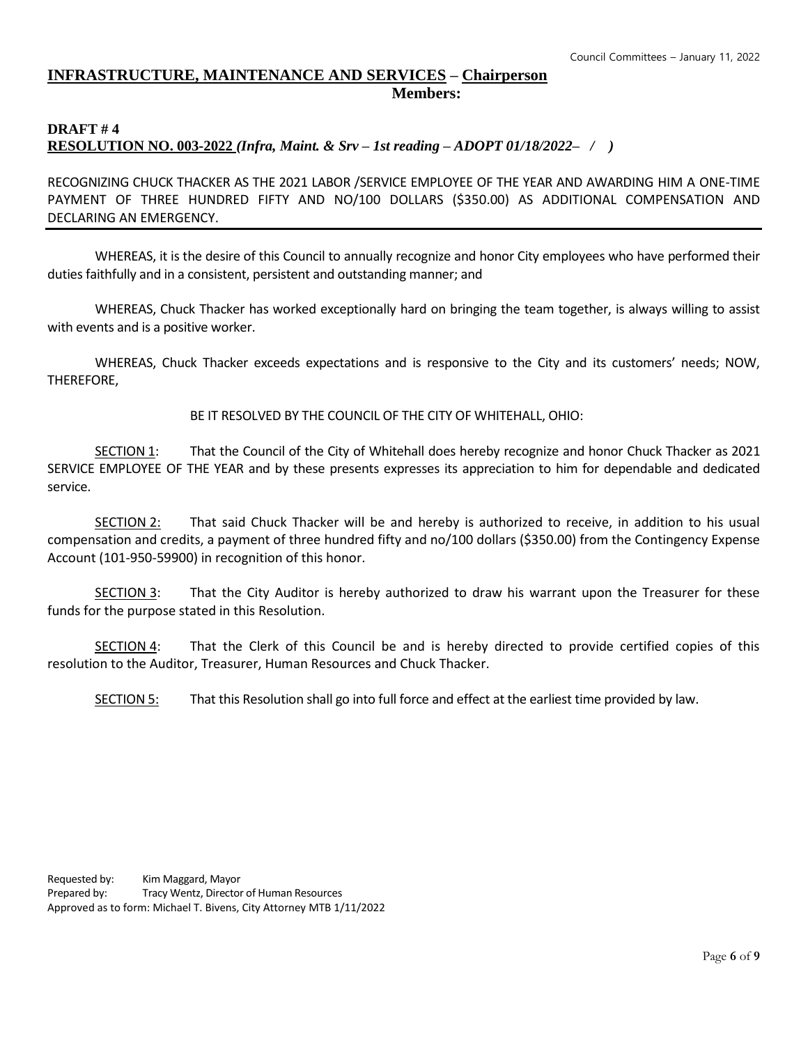## **INFRASTRUCTURE, MAINTENANCE AND SERVICES – Chairperson**

**Members:**

**DRAFT # 4**

**RESOLUTION NO. 003-2022** ***(Infra, Maint. & Srv – 1st reading – ADOPT 01/18/2022– / )***

RECOGNIZING CHUCK THACKER AS THE 2021 LABOR /SERVICE EMPLOYEE OF THE YEAR AND AWARDING HIM A ONE-TIME PAYMENT OF THREE HUNDRED FIFTY AND NO/100 DOLLARS ($350.00) AS ADDITIONAL COMPENSATION AND DECLARING AN EMERGENCY.

---

WHEREAS, it is the desire of this Council to annually recognize and honor City employees who have performed their duties faithfully and in a consistent, persistent and outstanding manner; and

WHEREAS, Chuck Thacker has worked exceptionally hard on bringing the team together, is always willing to assist with events and is a positive worker.

WHEREAS, Chuck Thacker exceeds expectations and is responsive to the City and its customers' needs; NOW, THEREFORE,

BE IT RESOLVED BY THE COUNCIL OF THE CITY OF WHITEHALL, OHIO:

SECTION 1: That the Council of the City of Whitehall does hereby recognize and honor Chuck Thacker as 2021 SERVICE EMPLOYEE OF THE YEAR and by these presents expresses its appreciation to him for dependable and dedicated service.

SECTION 2: That said Chuck Thacker will be and hereby is authorized to receive, in addition to his usual compensation and credits, a payment of three hundred fifty and no/100 dollars ($350.00) from the Contingency Expense Account (101-950-59900) in recognition of this honor.

SECTION 3: That the City Auditor is hereby authorized to draw his warrant upon the Treasurer for these funds for the purpose stated in this Resolution.

SECTION 4: That the Clerk of this Council be and is hereby directed to provide certified copies of this resolution to the Auditor, Treasurer, Human Resources and Chuck Thacker.

SECTION 5: That this Resolution shall go into full force and effect at the earliest time provided by law.

Requested by: Kim Maggard, Mayor
Prepared by: Tracy Wentz, Director of Human Resources
Approved as to form: Michael T. Bivens, City Attorney MTB 1/11/2022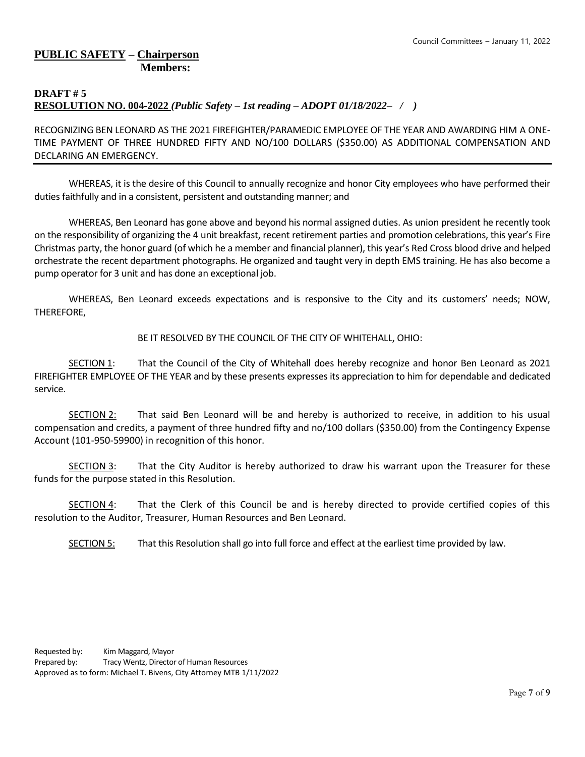**PUBLIC SAFETY – Chairperson**
**Members:**

**DRAFT # 5**
**RESOLUTION NO. 004-2022** ***(Public Safety – 1st reading – ADOPT 01/18/2022– / )***

RECOGNIZING BEN LEONARD AS THE 2021 FIREFIGHTER/PARAMEDIC EMPLOYEE OF THE YEAR AND AWARDING HIM A ONE-TIME PAYMENT OF THREE HUNDRED FIFTY AND NO/100 DOLLARS ($350.00) AS ADDITIONAL COMPENSATION AND DECLARING AN EMERGENCY.

---

WHEREAS, it is the desire of this Council to annually recognize and honor City employees who have performed their duties faithfully and in a consistent, persistent and outstanding manner; and

WHEREAS, Ben Leonard has gone above and beyond his normal assigned duties. As union president he recently took on the responsibility of organizing the 4 unit breakfast, recent retirement parties and promotion celebrations, this year's Fire Christmas party, the honor guard (of which he a member and financial planner), this year's Red Cross blood drive and helped orchestrate the recent department photographs. He organized and taught very in depth EMS training. He has also become a pump operator for 3 unit and has done an exceptional job.

WHEREAS, Ben Leonard exceeds expectations and is responsive to the City and its customers' needs; NOW, THEREFORE,

BE IT RESOLVED BY THE COUNCIL OF THE CITY OF WHITEHALL, OHIO:

SECTION 1: That the Council of the City of Whitehall does hereby recognize and honor Ben Leonard as 2021 FIREFIGHTER EMPLOYEE OF THE YEAR and by these presents expresses its appreciation to him for dependable and dedicated service.

SECTION 2: That said Ben Leonard will be and hereby is authorized to receive, in addition to his usual compensation and credits, a payment of three hundred fifty and no/100 dollars ($350.00) from the Contingency Expense Account (101-950-59900) in recognition of this honor.

SECTION 3: That the City Auditor is hereby authorized to draw his warrant upon the Treasurer for these funds for the purpose stated in this Resolution.

SECTION 4: That the Clerk of this Council be and is hereby directed to provide certified copies of this resolution to the Auditor, Treasurer, Human Resources and Ben Leonard.

SECTION 5: That this Resolution shall go into full force and effect at the earliest time provided by law.

Requested by: Kim Maggard, Mayor
Prepared by: Tracy Wentz, Director of Human Resources
Approved as to form: Michael T. Bivens, City Attorney MTB 1/11/2022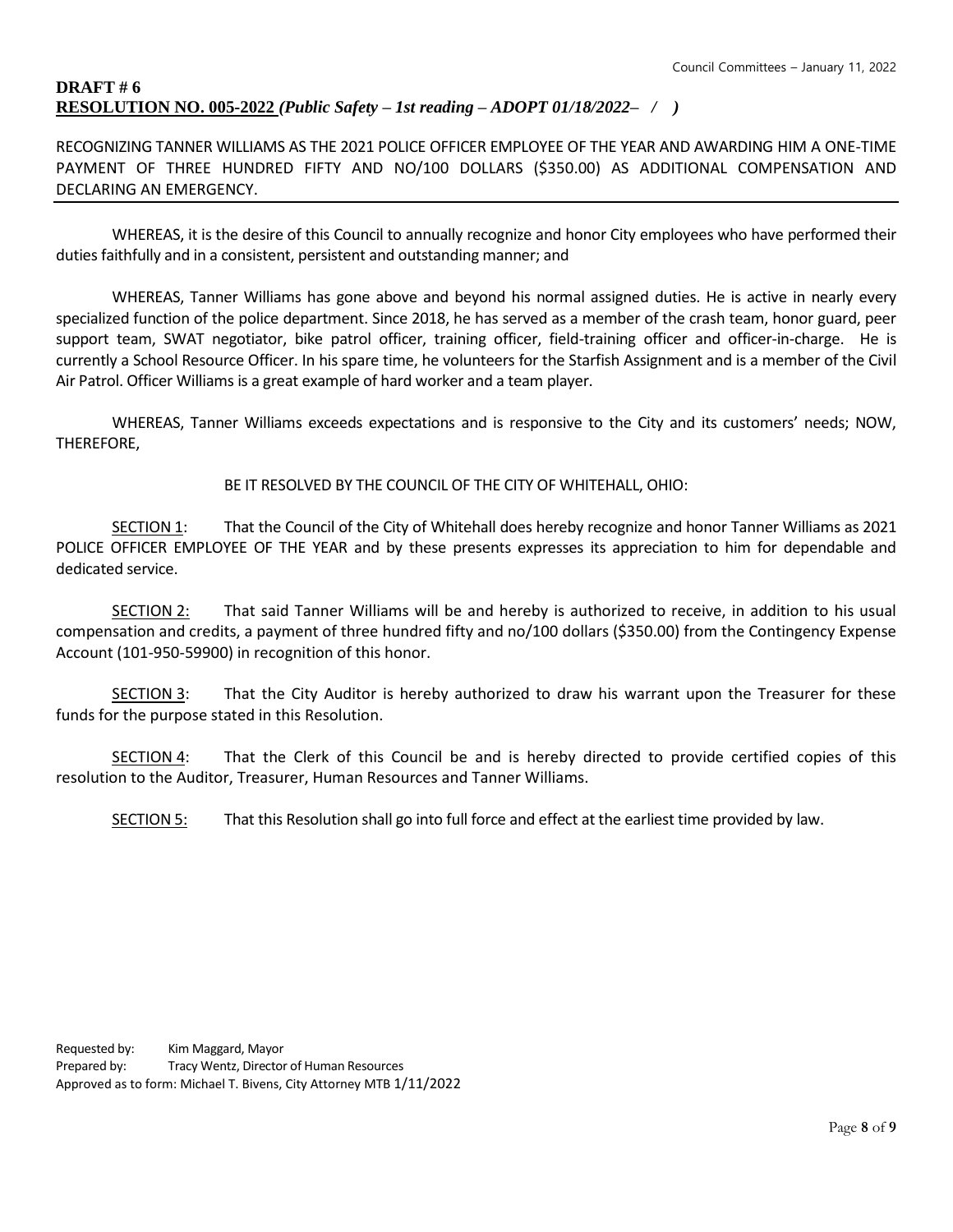**DRAFT # 6**
**RESOLUTION NO. 005-2022** ***(Public Safety – 1st reading – ADOPT 01/18/2022– / )***

RECOGNIZING TANNER WILLIAMS AS THE 2021 POLICE OFFICER EMPLOYEE OF THE YEAR AND AWARDING HIM A ONE-TIME PAYMENT OF THREE HUNDRED FIFTY AND NO/100 DOLLARS ($350.00) AS ADDITIONAL COMPENSATION AND DECLARING AN EMERGENCY.

WHEREAS, it is the desire of this Council to annually recognize and honor City employees who have performed their duties faithfully and in a consistent, persistent and outstanding manner; and

WHEREAS, Tanner Williams has gone above and beyond his normal assigned duties. He is active in nearly every specialized function of the police department. Since 2018, he has served as a member of the crash team, honor guard, peer support team, SWAT negotiator, bike patrol officer, training officer, field-training officer and officer-in-charge. He is currently a School Resource Officer. In his spare time, he volunteers for the Starfish Assignment and is a member of the Civil Air Patrol. Officer Williams is a great example of hard worker and a team player.

WHEREAS, Tanner Williams exceeds expectations and is responsive to the City and its customers' needs; NOW, THEREFORE,

BE IT RESOLVED BY THE COUNCIL OF THE CITY OF WHITEHALL, OHIO:

SECTION 1: That the Council of the City of Whitehall does hereby recognize and honor Tanner Williams as 2021 POLICE OFFICER EMPLOYEE OF THE YEAR and by these presents expresses its appreciation to him for dependable and dedicated service.

SECTION 2: That said Tanner Williams will be and hereby is authorized to receive, in addition to his usual compensation and credits, a payment of three hundred fifty and no/100 dollars ($350.00) from the Contingency Expense Account (101-950-59900) in recognition of this honor.

SECTION 3: That the City Auditor is hereby authorized to draw his warrant upon the Treasurer for these funds for the purpose stated in this Resolution.

SECTION 4: That the Clerk of this Council be and is hereby directed to provide certified copies of this resolution to the Auditor, Treasurer, Human Resources and Tanner Williams.

SECTION 5: That this Resolution shall go into full force and effect at the earliest time provided by law.

Requested by: Kim Maggard, Mayor
Prepared by: Tracy Wentz, Director of Human Resources
Approved as to form: Michael T. Bivens, City Attorney MTB 1/11/2022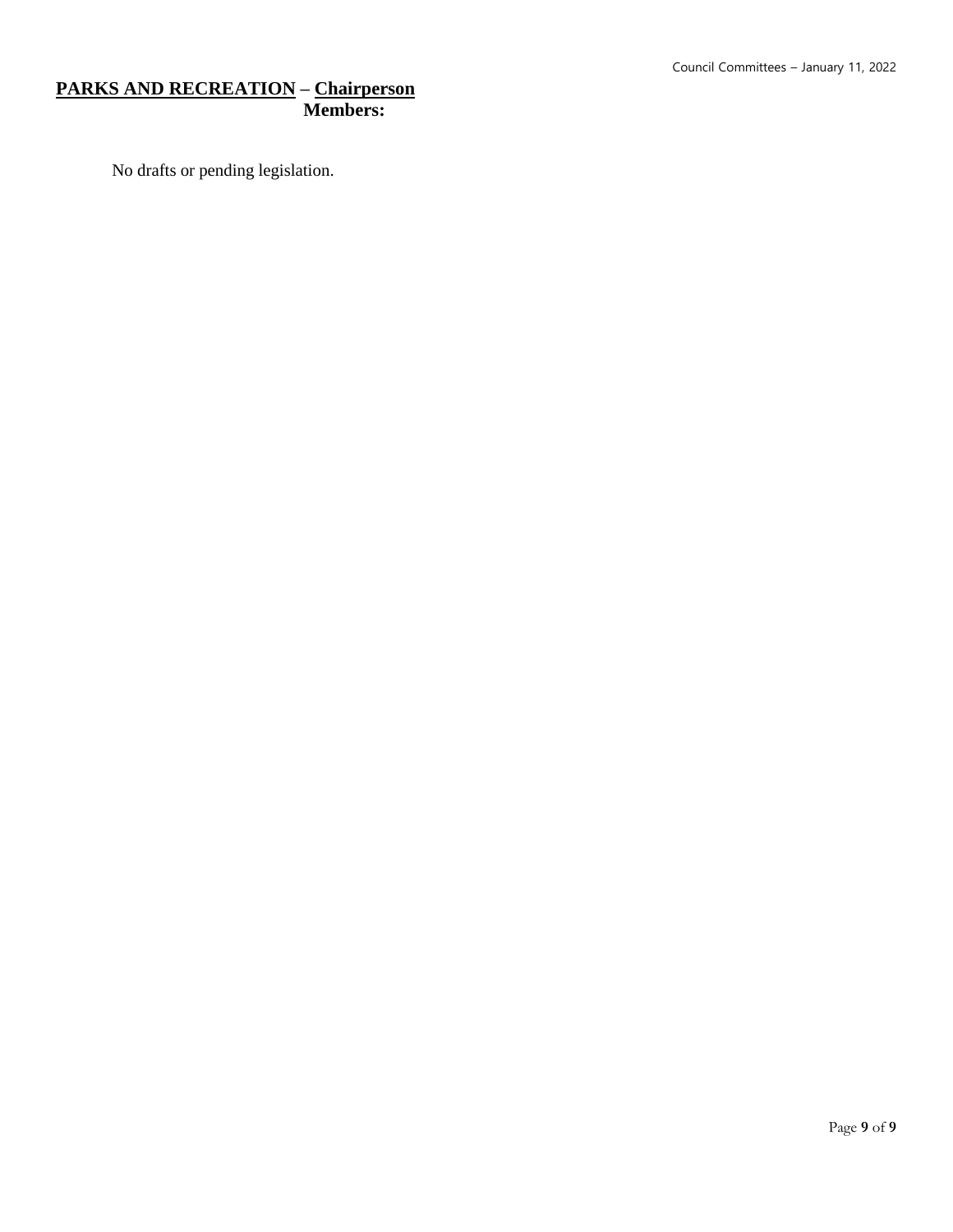**PARKS AND RECREATION – Chairperson**
**Members:**

No drafts or pending legislation.